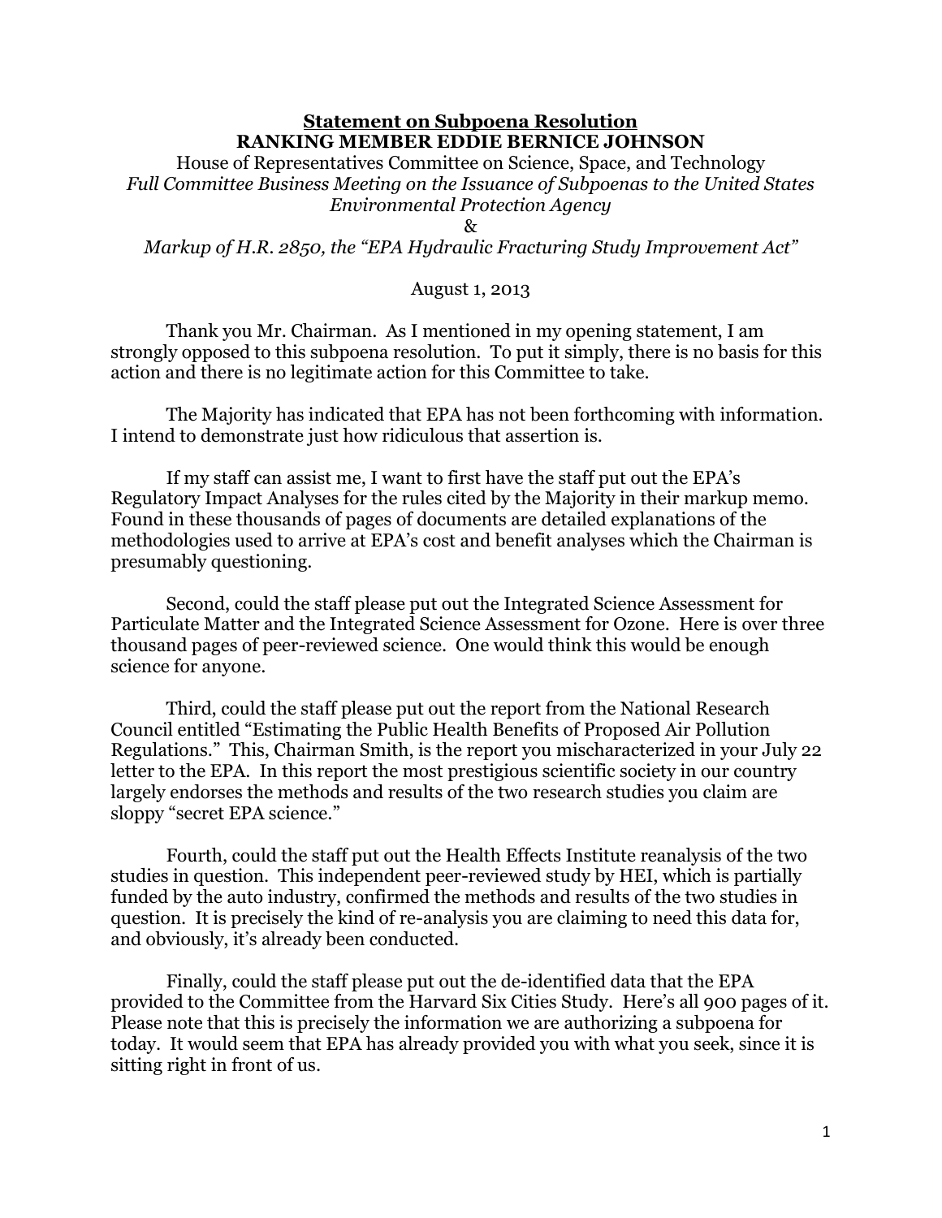# Statement on Subpoena Resolution

## RANKING MEMBER EDDIE BERNICE JOHNSON

House of Representatives Committee on Science, Space, and Technology

*Full Committee Business Meeting on the Issuance of Subpoenas to the United States Environmental Protection Agency*

&

*Markup of H.R. 2850, the "EPA Hydraulic Fracturing Study Improvement Act"*

August 1, 2013

Thank you Mr. Chairman. As I mentioned in my opening statement, I am strongly opposed to this subpoena resolution. To put it simply, there is no basis for this action and there is no legitimate action for this Committee to take.

The Majority has indicated that EPA has not been forthcoming with information. I intend to demonstrate just how ridiculous that assertion is.

If my staff can assist me, I want to first have the staff put out the EPA's Regulatory Impact Analyses for the rules cited by the Majority in their markup memo. Found in these thousands of pages of documents are detailed explanations of the methodologies used to arrive at EPA's cost and benefit analyses which the Chairman is presumably questioning.

Second, could the staff please put out the Integrated Science Assessment for Particulate Matter and the Integrated Science Assessment for Ozone. Here is over three thousand pages of peer-reviewed science. One would think this would be enough science for anyone.

Third, could the staff please put out the report from the National Research Council entitled "Estimating the Public Health Benefits of Proposed Air Pollution Regulations." This, Chairman Smith, is the report you mischaracterized in your July 22 letter to the EPA. In this report the most prestigious scientific society in our country largely endorses the methods and results of the two research studies you claim are sloppy "secret EPA science."

Fourth, could the staff put out the Health Effects Institute reanalysis of the two studies in question. This independent peer-reviewed study by HEI, which is partially funded by the auto industry, confirmed the methods and results of the two studies in question. It is precisely the kind of re-analysis you are claiming to need this data for, and obviously, it's already been conducted.

Finally, could the staff please put out the de-identified data that the EPA provided to the Committee from the Harvard Six Cities Study. Here's all 900 pages of it. Please note that this is precisely the information we are authorizing a subpoena for today. It would seem that EPA has already provided you with what you seek, since it is sitting right in front of us.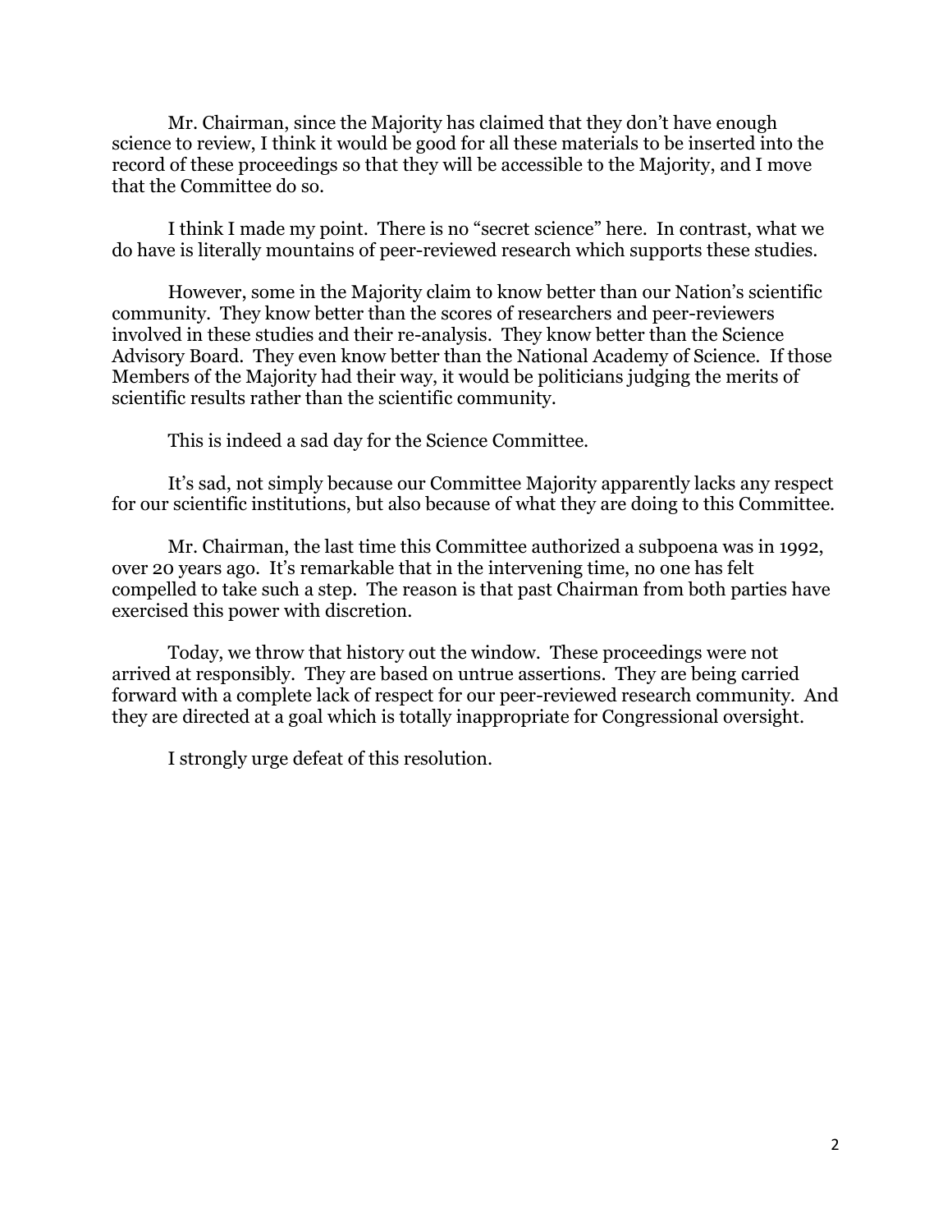Mr. Chairman, since the Majority has claimed that they don't have enough science to review, I think it would be good for all these materials to be inserted into the record of these proceedings so that they will be accessible to the Majority, and I move that the Committee do so.

I think I made my point. There is no "secret science" here. In contrast, what we do have is literally mountains of peer-reviewed research which supports these studies.

However, some in the Majority claim to know better than our Nation's scientific community. They know better than the scores of researchers and peer-reviewers involved in these studies and their re-analysis. They know better than the Science Advisory Board. They even know better than the National Academy of Science. If those Members of the Majority had their way, it would be politicians judging the merits of scientific results rather than the scientific community.

This is indeed a sad day for the Science Committee.

It's sad, not simply because our Committee Majority apparently lacks any respect for our scientific institutions, but also because of what they are doing to this Committee.

Mr. Chairman, the last time this Committee authorized a subpoena was in 1992, over 20 years ago. It's remarkable that in the intervening time, no one has felt compelled to take such a step. The reason is that past Chairman from both parties have exercised this power with discretion.

Today, we throw that history out the window. These proceedings were not arrived at responsibly. They are based on untrue assertions. They are being carried forward with a complete lack of respect for our peer-reviewed research community. And they are directed at a goal which is totally inappropriate for Congressional oversight.

I strongly urge defeat of this resolution.